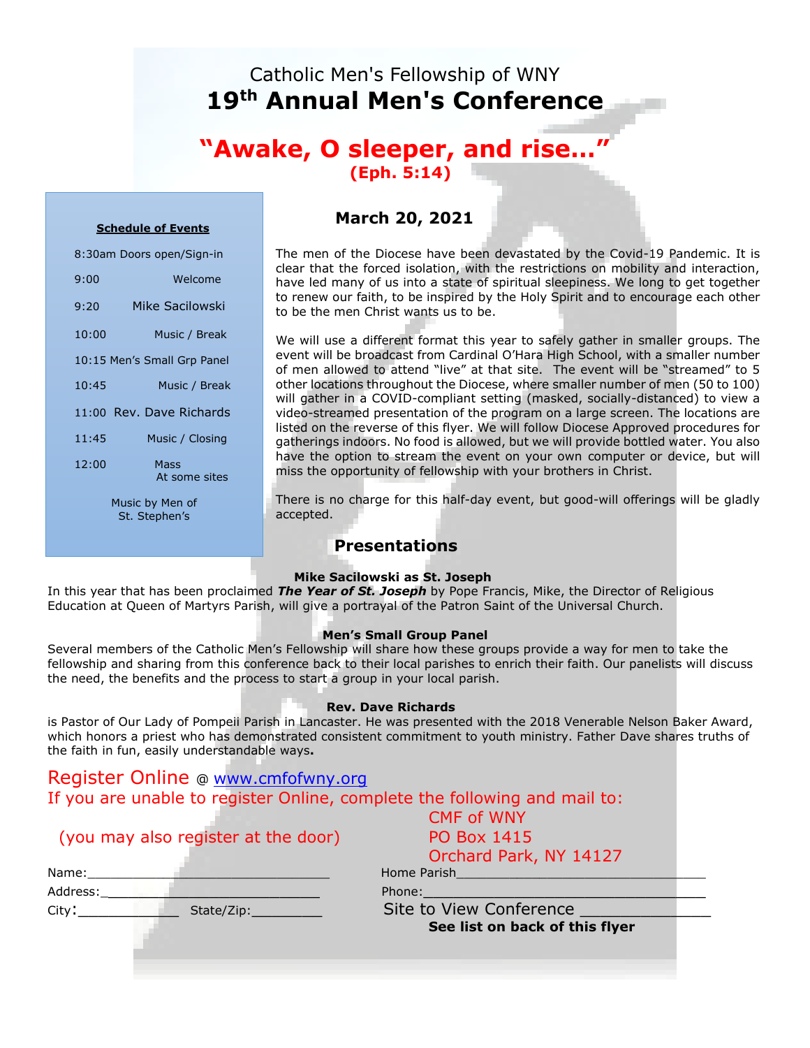Catholic Men's Fellowship of WNY

# 19th Annual Men's Conference

## "Awake, O sleeper, and rise…"

**(Eph. 5:14)**

**Schedule of Events**

| Time | Event |
|---|---|
| 8:30am | Doors open/Sign-in |
| 9:00 | Welcome |
| 9:20 | Mike Sacilowski |
| 10:00 | Music / Break |
| 10:15 | Men's Small Grp Panel |
| 10:45 | Music / Break |
| 11:00 | Rev. Dave Richards |
| 11:45 | Music / Closing |
| 12:00 | Mass At some sites |

Music by Men of St. Stephen's

## March 20, 2021

The men of the Diocese have been devastated by the Covid-19 Pandemic. It is clear that the forced isolation, with the restrictions on mobility and interaction, have led many of us into a state of spiritual sleepiness. We long to get together to renew our faith, to be inspired by the Holy Spirit and to encourage each other to be the men Christ wants us to be.

We will use a different format this year to safely gather in smaller groups. The event will be broadcast from Cardinal O'Hara High School, with a smaller number of men allowed to attend "live" at that site. The event will be "streamed" to 5 other locations throughout the Diocese, where smaller number of men (50 to 100) will gather in a COVID-compliant setting (masked, socially-distanced) to view a video-streamed presentation of the program on a large screen. The locations are listed on the reverse of this flyer. We will follow Diocese Approved procedures for gatherings indoors. No food is allowed, but we will provide bottled water. You also have the option to stream the event on your own computer or device, but will miss the opportunity of fellowship with your brothers in Christ.

There is no charge for this half-day event, but good-will offerings will be gladly accepted.

## Presentations

**Mike Sacilowski as St. Joseph**

In this year that has been proclaimed ***The Year of St. Joseph*** by Pope Francis, Mike, the Director of Religious Education at Queen of Martyrs Parish, will give a portrayal of the Patron Saint of the Universal Church.

**Men's Small Group Panel**

Several members of the Catholic Men's Fellowship will share how these groups provide a way for men to take the fellowship and sharing from this conference back to their local parishes to enrich their faith. Our panelists will discuss the need, the benefits and the process to start a group in your local parish.

**Rev. Dave Richards**

is Pastor of Our Lady of Pompeii Parish in Lancaster. He was presented with the 2018 Venerable Nelson Baker Award, which honors a priest who has demonstrated consistent commitment to youth ministry. Father Dave shares truths of the faith in fun, easily understandable ways.

Register Online @ www.cmfofwny.org

If you are unable to register Online, complete the following and mail to:

CMF of WNY
PO Box 1415
Orchard Park, NY 14127

(you may also register at the door)

Name:________________________________

Address:______________________________

City:_____________ State/Zip:_________

Home Parish__________________________________

Phone:_____________________________________

Site to View Conference ______________

**See list on back of this flyer**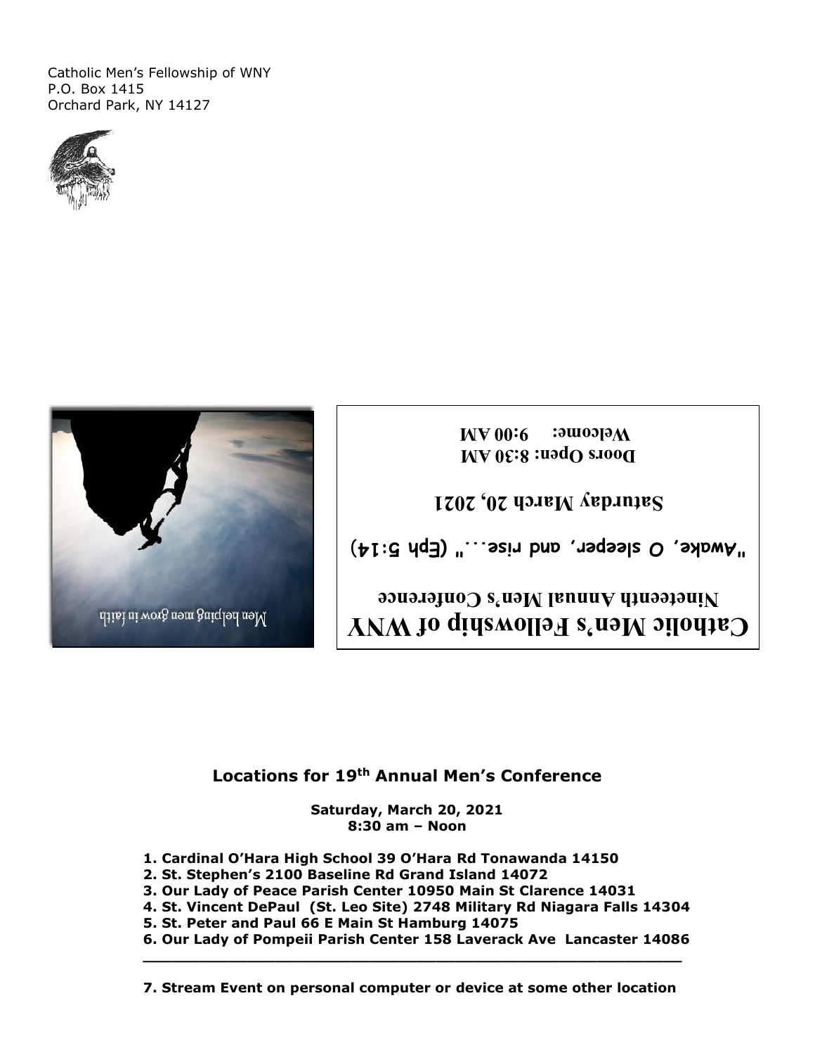Catholic Men's Fellowship of WNY
P.O. Box 1415
Orchard Park, NY 14127

**Catholic Men's Fellowship of WNY**

**Nineteenth Annual Men's Conference**

**"Awake, O sleeper, and rise…." (Eph 5:14)**

**Saturday March 20, 2021**

**Doors Open: 8:30 AM**
**Welcome: 9:00 AM**

Men helping men grow in faith

## Locations for 19th Annual Men's Conference

**Saturday, March 20, 2021**
**8:30 am – Noon**

1. **Cardinal O'Hara High School 39 O'Hara Rd Tonawanda 14150**
2. **St. Stephen's 2100 Baseline Rd Grand Island 14072**
3. **Our Lady of Peace Parish Center 10950 Main St Clarence 14031**
4. **St. Vincent DePaul (St. Leo Site) 2748 Military Rd Niagara Falls 14304**
5. **St. Peter and Paul 66 E Main St Hamburg 14075**
6. **Our Lady of Pompeii Parish Center 158 Laverack Ave Lancaster 14086**

---

7. **Stream Event on personal computer or device at some other location**